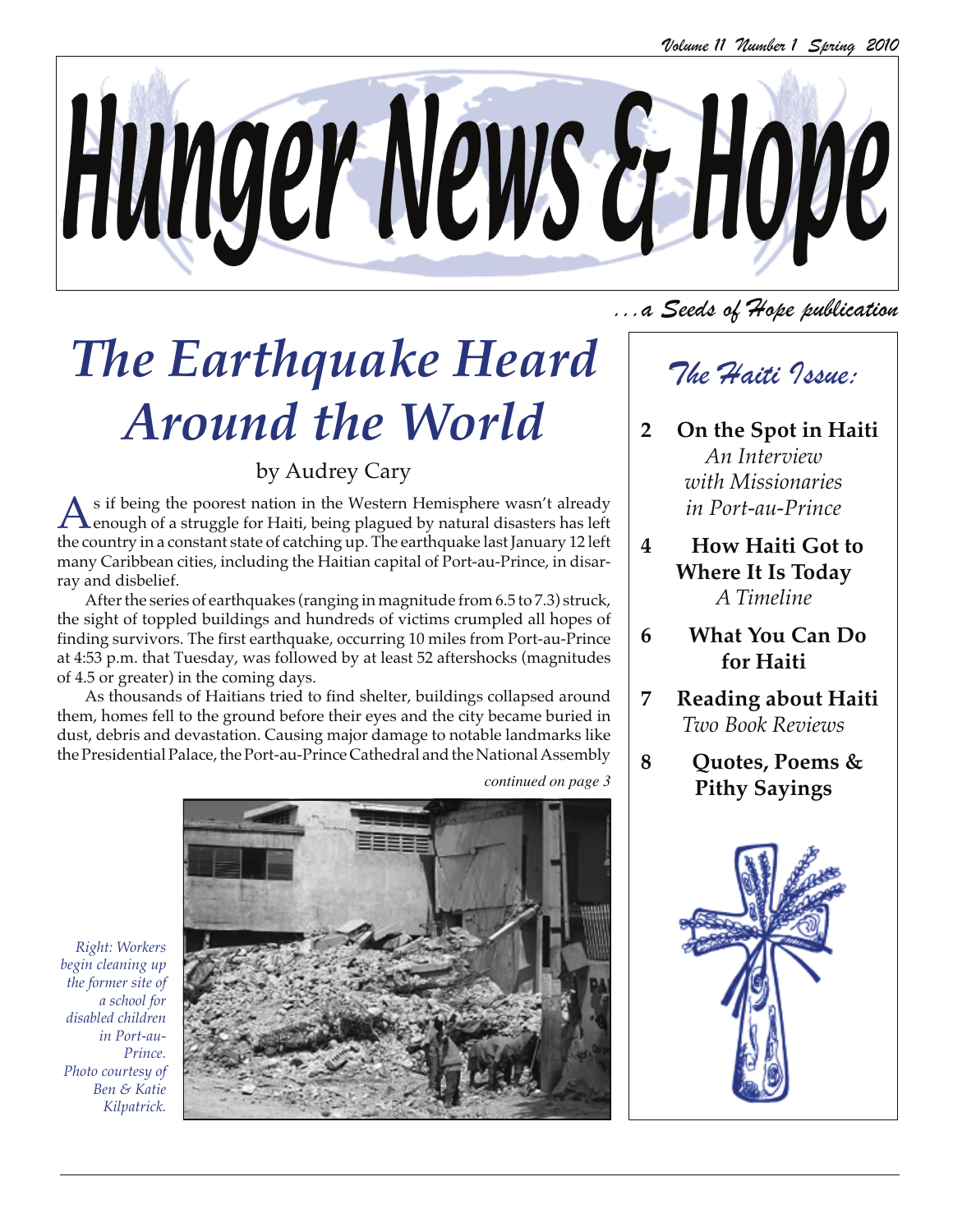# Hunger News & Hope

*...a Seeds of Hope publication*

*Volume 11 Number 1 Spring 2010*

## The Earthquake Heard Around the World

by Audrey Cary

As if being the poorest nation in the Western Hemisphere wasn't already enough of a struggle for Haiti, being plagued by natural disasters has left the country in a constant state of catching up. The earthquake last January 12 left many Caribbean cities, including the Haitian capital of Port-au-Prince, in disarray and disbelief.

After the series of earthquakes (ranging in magnitude from 6.5 to 7.3) struck, the sight of toppled buildings and hundreds of victims crumpled all hopes of finding survivors. The first earthquake, occurring 10 miles from Port-au-Prince at 4:53 p.m. that Tuesday, was followed by at least 52 aftershocks (magnitudes of 4.5 or greater) in the coming days.

As thousands of Haitians tried to find shelter, buildings collapsed around them, homes fell to the ground before their eyes and the city became buried in dust, debris and devastation. Causing major damage to notable landmarks like the Presidential Palace, the Port-au-Prince Cathedral and the National Assembly

*continued on page 3*

*Right: Workers begin cleaning up the former site of a school for disabled children in Port-au-Prince. Photo courtesy of Ben & Katie Kilpatrick.*

### *The Haiti Issue:*

- **2 On the Spot in Haiti** — *An Interview with Missionaries in Port-au-Prince*
- **4 How Haiti Got to Where It Is Today** — *A Timeline*
- **6 What You Can Do for Haiti**
- **7 Reading about Haiti** — *Two Book Reviews*
- **8 Quotes, Poems & Pithy Sayings**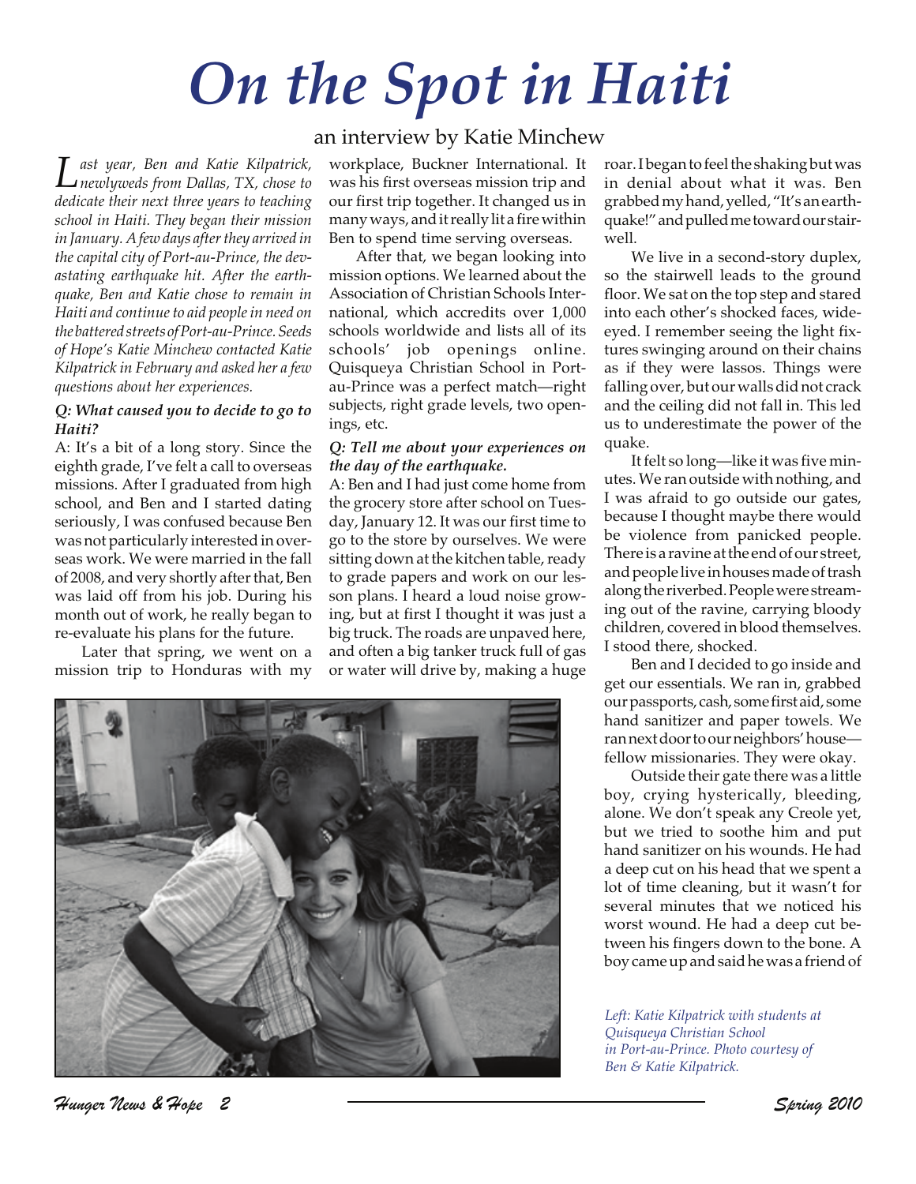# On the Spot in Haiti

an interview by Katie Minchew

*Last year, Ben and Katie Kilpatrick, newlyweds from Dallas, TX, chose to dedicate their next three years to teaching school in Haiti. They began their mission in January. A few days after they arrived in the capital city of Port-au-Prince, the devastating earthquake hit. After the earthquake, Ben and Katie chose to remain in Haiti and continue to aid people in need on the battered streets of Port-au-Prince. Seeds of Hope's Katie Minchew contacted Katie Kilpatrick in February and asked her a few questions about her experiences.*

***Q: What caused you to decide to go to Haiti?***

A: It's a bit of a long story. Since the eighth grade, I've felt a call to overseas missions. After I graduated from high school, and Ben and I started dating seriously, I was confused because Ben was not particularly interested in overseas work. We were married in the fall of 2008, and very shortly after that, Ben was laid off from his job. During his month out of work, he really began to re-evaluate his plans for the future.

Later that spring, we went on a mission trip to Honduras with my workplace, Buckner International. It was his first overseas mission trip and our first trip together. It changed us in many ways, and it really lit a fire within Ben to spend time serving overseas.

After that, we began looking into mission options. We learned about the Association of Christian Schools International, which accredits over 1,000 schools worldwide and lists all of its schools' job openings online. Quisqueya Christian School in Port-au-Prince was a perfect match—right subjects, right grade levels, two openings, etc.

***Q: Tell me about your experiences on the day of the earthquake.***

A: Ben and I had just come home from the grocery store after school on Tuesday, January 12. It was our first time to go to the store by ourselves. We were sitting down at the kitchen table, ready to grade papers and work on our lesson plans. I heard a loud noise growing, but at first I thought it was just a big truck. The roads are unpaved here, and often a big tanker truck full of gas or water will drive by, making a huge roar. I began to feel the shaking but was in denial about what it was. Ben grabbed my hand, yelled, "It's an earthquake!" and pulled me toward our stairwell.

We live in a second-story duplex, so the stairwell leads to the ground floor. We sat on the top step and stared into each other's shocked faces, wide-eyed. I remember seeing the light fixtures swinging around on their chains as if they were lassos. Things were falling over, but our walls did not crack and the ceiling did not fall in. This led us to underestimate the power of the quake.

It felt so long—like it was five minutes. We ran outside with nothing, and I was afraid to go outside our gates, because I thought maybe there would be violence from panicked people. There is a ravine at the end of our street, and people live in houses made of trash along the riverbed. People were streaming out of the ravine, carrying bloody children, covered in blood themselves. I stood there, shocked.

Ben and I decided to go inside and get our essentials. We ran in, grabbed our passports, cash, some first aid, some hand sanitizer and paper towels. We ran next door to our neighbors' house—fellow missionaries. They were okay.

Outside their gate there was a little boy, crying hysterically, bleeding, alone. We don't speak any Creole yet, but we tried to soothe him and put hand sanitizer on his wounds. He had a deep cut on his head that we spent a lot of time cleaning, but it wasn't for several minutes that we noticed his worst wound. He had a deep cut between his fingers down to the bone. A boy came up and said he was a friend of

*Left: Katie Kilpatrick with students at Quisqueya Christian School in Port-au-Prince. Photo courtesy of Ben & Katie Kilpatrick.*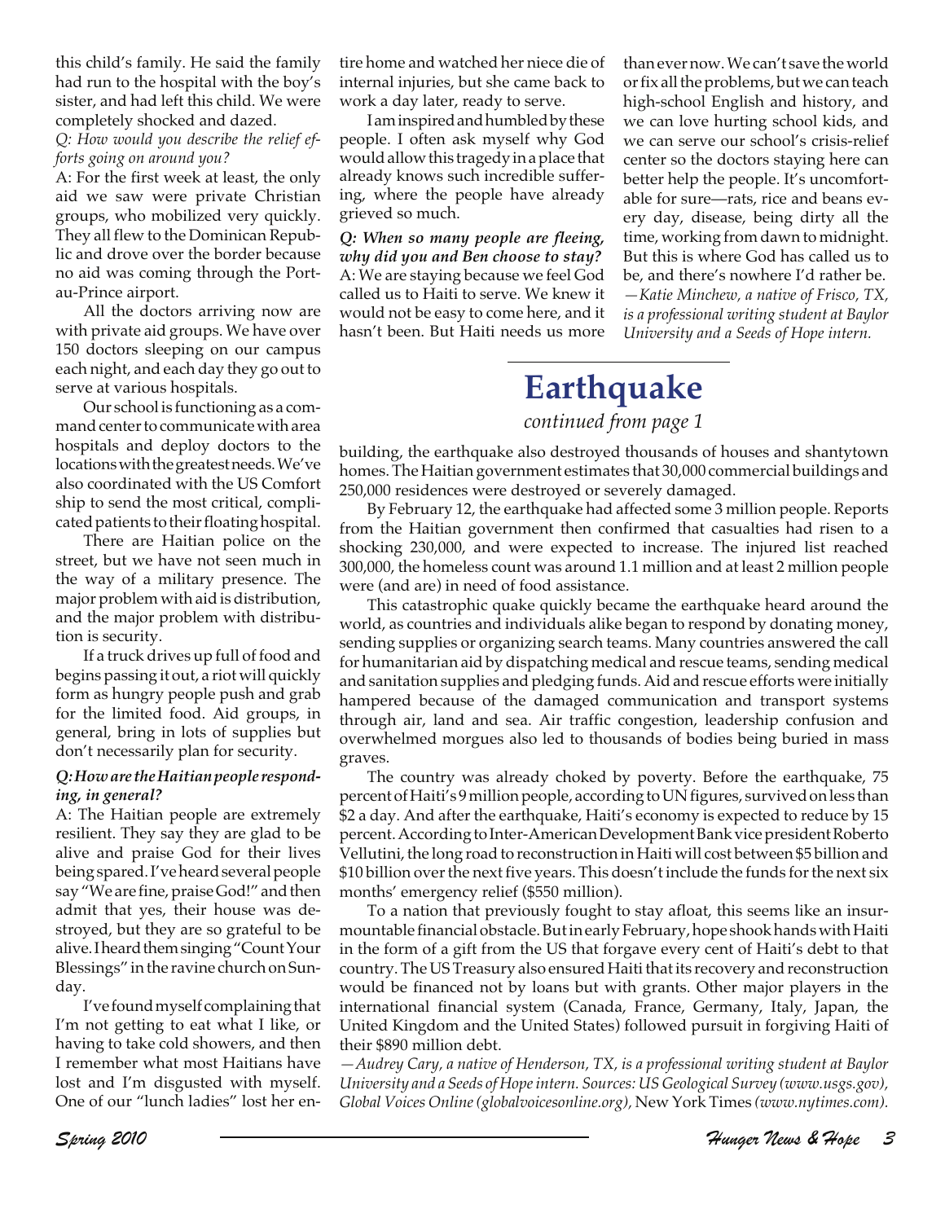this child's family. He said the family had run to the hospital with the boy's sister, and had left this child. We were completely shocked and dazed.

*Q: How would you describe the relief efforts going on around you?*

A: For the first week at least, the only aid we saw were private Christian groups, who mobilized very quickly. They all flew to the Dominican Republic and drove over the border because no aid was coming through the Port-au-Prince airport.

All the doctors arriving now are with private aid groups. We have over 150 doctors sleeping on our campus each night, and each day they go out to serve at various hospitals.

Our school is functioning as a command center to communicate with area hospitals and deploy doctors to the locations with the greatest needs. We've also coordinated with the US Comfort ship to send the most critical, complicated patients to their floating hospital.

There are Haitian police on the street, but we have not seen much in the way of a military presence. The major problem with aid is distribution, and the major problem with distribution is security.

If a truck drives up full of food and begins passing it out, a riot will quickly form as hungry people push and grab for the limited food. Aid groups, in general, bring in lots of supplies but don't necessarily plan for security.

***Q: How are the Haitian people responding, in general?***

A: The Haitian people are extremely resilient. They say they are glad to be alive and praise God for their lives being spared. I've heard several people say "We are fine, praise God!" and then admit that yes, their house was destroyed, but they are so grateful to be alive. I heard them singing "Count Your Blessings" in the ravine church on Sunday.

I've found myself complaining that I'm not getting to eat what I like, or having to take cold showers, and then I remember what most Haitians have lost and I'm disgusted with myself. One of our "lunch ladies" lost her entire home and watched her niece die of internal injuries, but she came back to work a day later, ready to serve.

I am inspired and humbled by these people. I often ask myself why God would allow this tragedy in a place that already knows such incredible suffering, where the people have already grieved so much.

***Q: When so many people are fleeing, why did you and Ben choose to stay?***

A: We are staying because we feel God called us to Haiti to serve. We knew it would not be easy to come here, and it hasn't been. But Haiti needs us more than ever now. We can't save the world or fix all the problems, but we can teach high-school English and history, and we can love hurting school kids, and we can serve our school's crisis-relief center so the doctors staying here can better help the people. It's uncomfortable for sure—rats, rice and beans every day, disease, being dirty all the time, working from dawn to midnight. But this is where God has called us to be, and there's nowhere I'd rather be.

*—Katie Minchew, a native of Frisco, TX, is a professional writing student at Baylor University and a Seeds of Hope intern.*

# Earthquake

*continued from page 1*

building, the earthquake also destroyed thousands of houses and shantytown homes. The Haitian government estimates that 30,000 commercial buildings and 250,000 residences were destroyed or severely damaged.

By February 12, the earthquake had affected some 3 million people. Reports from the Haitian government then confirmed that casualties had risen to a shocking 230,000, and were expected to increase. The injured list reached 300,000, the homeless count was around 1.1 million and at least 2 million people were (and are) in need of food assistance.

This catastrophic quake quickly became the earthquake heard around the world, as countries and individuals alike began to respond by donating money, sending supplies or organizing search teams. Many countries answered the call for humanitarian aid by dispatching medical and rescue teams, sending medical and sanitation supplies and pledging funds. Aid and rescue efforts were initially hampered because of the damaged communication and transport systems through air, land and sea. Air traffic congestion, leadership confusion and overwhelmed morgues also led to thousands of bodies being buried in mass graves.

The country was already choked by poverty. Before the earthquake, 75 percent of Haiti's 9 million people, according to UN figures, survived on less than $2 a day. And after the earthquake, Haiti's economy is expected to reduce by 15 percent. According to Inter-American Development Bank vice president Roberto Vellutini, the long road to reconstruction in Haiti will cost between $5 billion and $10 billion over the next five years. This doesn't include the funds for the next six months' emergency relief ($550 million).

To a nation that previously fought to stay afloat, this seems like an insurmountable financial obstacle. But in early February, hope shook hands with Haiti in the form of a gift from the US that forgave every cent of Haiti's debt to that country. The US Treasury also ensured Haiti that its recovery and reconstruction would be financed not by loans but with grants. Other major players in the international financial system (Canada, France, Germany, Italy, Japan, the United Kingdom and the United States) followed pursuit in forgiving Haiti of their $890 million debt.

*—Audrey Cary, a native of Henderson, TX, is a professional writing student at Baylor University and a Seeds of Hope intern. Sources: US Geological Survey (www.usgs.gov), Global Voices Online (globalvoicesonline.org),* New York Times *(www.nytimes.com).*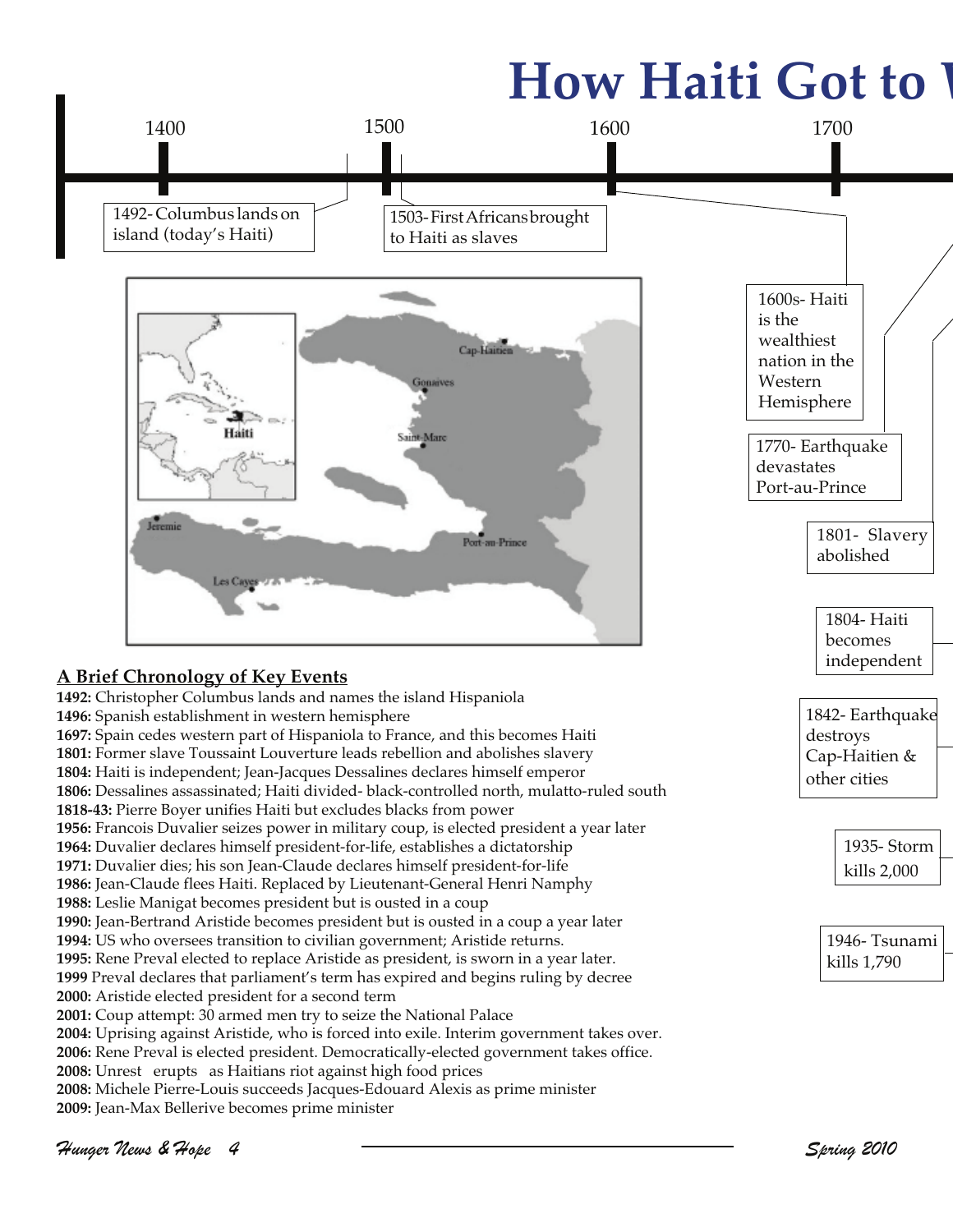# How Haiti Got to

1400 | 1500 | 1600 | 1700

1492- Columbus lands on island (today's Haiti)

1503- First Africans brought to Haiti as slaves

1600s- Haiti is the wealthiest nation in the Western Hemisphere

1770- Earthquake devastates Port-au-Prince

1801- Slavery abolished

1804- Haiti becomes independent

1842- Earthquake destroys Cap-Haitien & other cities

1935- Storm kills 2,000

1946- Tsunami kills 1,790

Cap-Haitien, Gonaives, Saint-Marc, Haiti, Jeremie, Port-au-Prince, Les Cayes

## A Brief Chronology of Key Events

**1492:** Christopher Columbus lands and names the island Hispaniola
**1496:** Spanish establishment in western hemisphere
**1697:** Spain cedes western part of Hispaniola to France, and this becomes Haiti
**1801:** Former slave Toussaint Louverture leads rebellion and abolishes slavery
**1804:** Haiti is independent; Jean-Jacques Dessalines declares himself emperor
**1806:** Dessalines assassinated; Haiti divided- black-controlled north, mulatto-ruled south
**1818-43:** Pierre Boyer unifies Haiti but excludes blacks from power
**1956:** Francois Duvalier seizes power in military coup, is elected president a year later
**1964:** Duvalier declares himself president-for-life, establishes a dictatorship
**1971:** Duvalier dies; his son Jean-Claude declares himself president-for-life
**1986:** Jean-Claude flees Haiti. Replaced by Lieutenant-General Henri Namphy
**1988:** Leslie Manigat becomes president but is ousted in a coup
**1990:** Jean-Bertrand Aristide becomes president but is ousted in a coup a year later
**1994:** US who oversees transition to civilian government; Aristide returns.
**1995:** Rene Preval elected to replace Aristide as president, is sworn in a year later.
**1999** Preval declares that parliament's term has expired and begins ruling by decree
**2000:** Aristide elected president for a second term
**2001:** Coup attempt: 30 armed men try to seize the National Palace
**2004:** Uprising against Aristide, who is forced into exile. Interim government takes over.
**2006:** Rene Preval is elected president. Democratically-elected government takes office.
**2008:** Unrest erupts as Haitians riot against high food prices
**2008:** Michele Pierre-Louis succeeds Jacques-Edouard Alexis as prime minister
**2009:** Jean-Max Bellerive becomes prime minister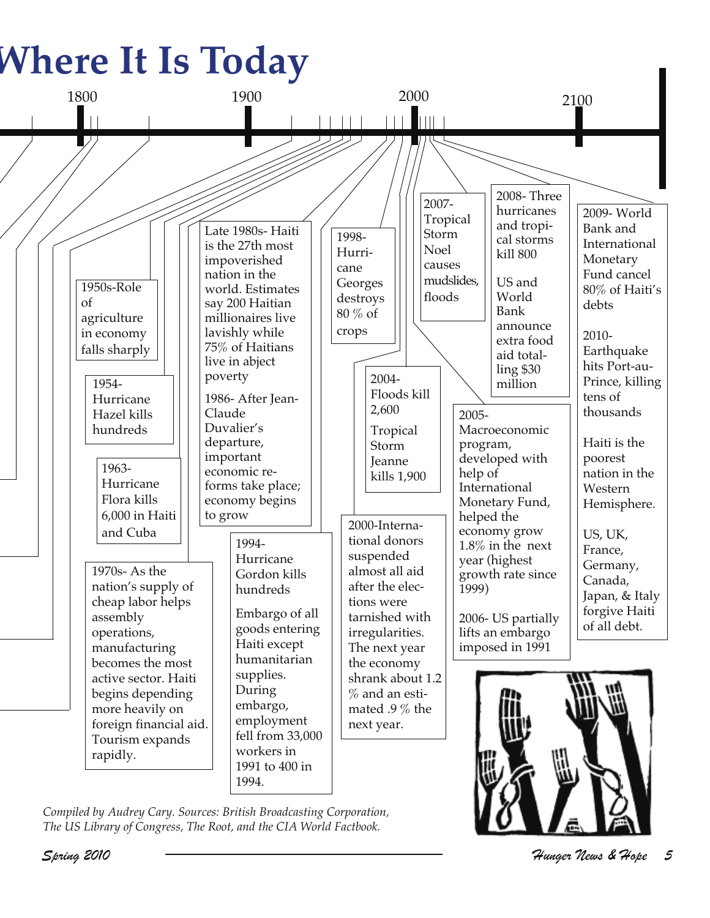# Where It Is Today

1800 — 1900 — 2000 — 2100

1950s- Role of agriculture in economy falls sharply

1954- Hurricane Hazel kills hundreds

1963- Hurricane Flora kills 6,000 in Haiti and Cuba

1970s- As the nation's supply of cheap labor helps assembly operations, manufacturing becomes the most active sector. Haiti begins depending more heavily on foreign financial aid. Tourism expands rapidly.

Late 1980s- Haiti is the 27th most impoverished nation in the world. Estimates say 200 Haitian millionaires live lavishly while 75% of Haitians live in abject poverty

1986- After Jean-Claude Duvalier's departure, important economic reforms take place; economy begins to grow

1994- Hurricane Gordon kills hundreds

Embargo of all goods entering Haiti except humanitarian supplies. During embargo, employment fell from 33,000 workers in 1991 to 400 in 1994.

1998- Hurricane Georges destroys 80 % of crops

2000- International donors suspended almost all aid after the elections were tarnished with irregularities. The next year the economy shrank about 1.2 % and an estimated .9 % the next year.

2004- Floods kill 2,600

Tropical Storm Jeanne kills 1,900

2005- Macroeconomic program, developed with help of International Monetary Fund, helped the economy grow 1.8% in the next year (highest growth rate since 1999)

2006- US partially lifts an embargo imposed in 1991

2007- Tropical Storm Noel causes mudslides, floods

2008- Three hurricanes and tropical storms kill 800

US and World Bank announce extra food aid totalling $30 million

2009- World Bank and International Monetary Fund cancel 80% of Haiti's debts

2010- Earthquake hits Port-au-Prince, killing tens of thousands

Haiti is the poorest nation in the Western Hemisphere.

US, UK, France, Germany, Canada, Japan, & Italy forgive Haiti of all debt.

*Compiled by Audrey Cary. Sources: British Broadcasting Corporation, The US Library of Congress, The Root, and the CIA World Factbook.*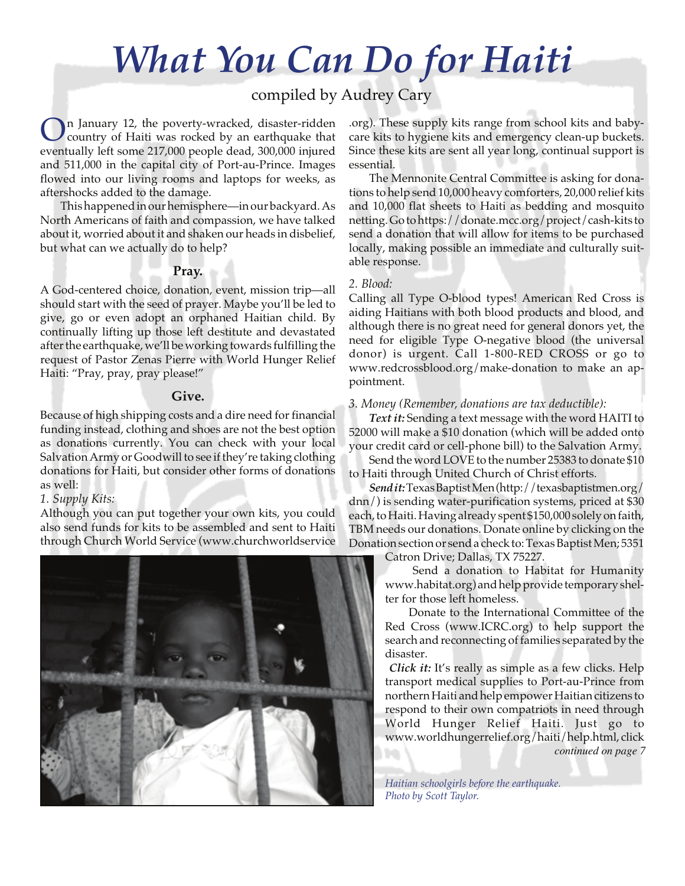# What You Can Do for Haiti

compiled by Audrey Cary

On January 12, the poverty-wracked, disaster-ridden country of Haiti was rocked by an earthquake that eventually left some 217,000 people dead, 300,000 injured and 511,000 in the capital city of Port-au-Prince. Images flowed into our living rooms and laptops for weeks, as aftershocks added to the damage.

This happened in our hemisphere—in our backyard. As North Americans of faith and compassion, we have talked about it, worried about it and shaken our heads in disbelief, but what can we actually do to help?

### Pray.

A God-centered choice, donation, event, mission trip—all should start with the seed of prayer. Maybe you'll be led to give, go or even adopt an orphaned Haitian child. By continually lifting up those left destitute and devastated after the earthquake, we'll be working towards fulfilling the request of Pastor Zenas Pierre with World Hunger Relief Haiti: "Pray, pray, pray please!"

### Give.

Because of high shipping costs and a dire need for financial funding instead, clothing and shoes are not the best option as donations currently. You can check with your local Salvation Army or Goodwill to see if they're taking clothing donations for Haiti, but consider other forms of donations as well:

*1. Supply Kits:*

Although you can put together your own kits, you could also send funds for kits to be assembled and sent to Haiti through Church World Service (www.churchworldservice.org). These supply kits range from school kits and baby-care kits to hygiene kits and emergency clean-up buckets. Since these kits are sent all year long, continual support is essential.

The Mennonite Central Committee is asking for donations to help send 10,000 heavy comforters, 20,000 relief kits and 10,000 flat sheets to Haiti as bedding and mosquito netting. Go to https://donate.mcc.org/project/cash-kits to send a donation that will allow for items to be purchased locally, making possible an immediate and culturally suitable response.

*2. Blood:*

Calling all Type O-blood types! American Red Cross is aiding Haitians with both blood products and blood, and although there is no great need for general donors yet, the need for eligible Type O-negative blood (the universal donor) is urgent. Call 1-800-RED CROSS or go to www.redcrossblood.org/make-donation to make an appointment.

*3. Money (Remember, donations are tax deductible):*

***Text it:*** Sending a text message with the word HAITI to 52000 will make a $10 donation (which will be added onto your credit card or cell-phone bill) to the Salvation Army.

Send the word LOVE to the number 25383 to donate $10 to Haiti through United Church of Christ efforts.

***Send it:*** Texas Baptist Men (http://texasbaptistmen.org/dnn/) is sending water-purification systems, priced at $30 each, to Haiti. Having already spent $150,000 solely on faith, TBM needs our donations. Donate online by clicking on the Donation section or send a check to: Texas Baptist Men; 5351 Catron Drive; Dallas, TX 75227.

Send a donation to Habitat for Humanity www.habitat.org) and help provide temporary shelter for those left homeless.

Donate to the International Committee of the Red Cross (www.ICRC.org) to help support the search and reconnecting of families separated by the disaster.

***Click it:*** It's really as simple as a few clicks. Help transport medical supplies to Port-au-Prince from northern Haiti and help empower Haitian citizens to respond to their own compatriots in need through World Hunger Relief Haiti. Just go to www.worldhungerrelief.org/haiti/help.html, click

*continued on page 7*

*Haitian schoolgirls before the earthquake. Photo by Scott Taylor.*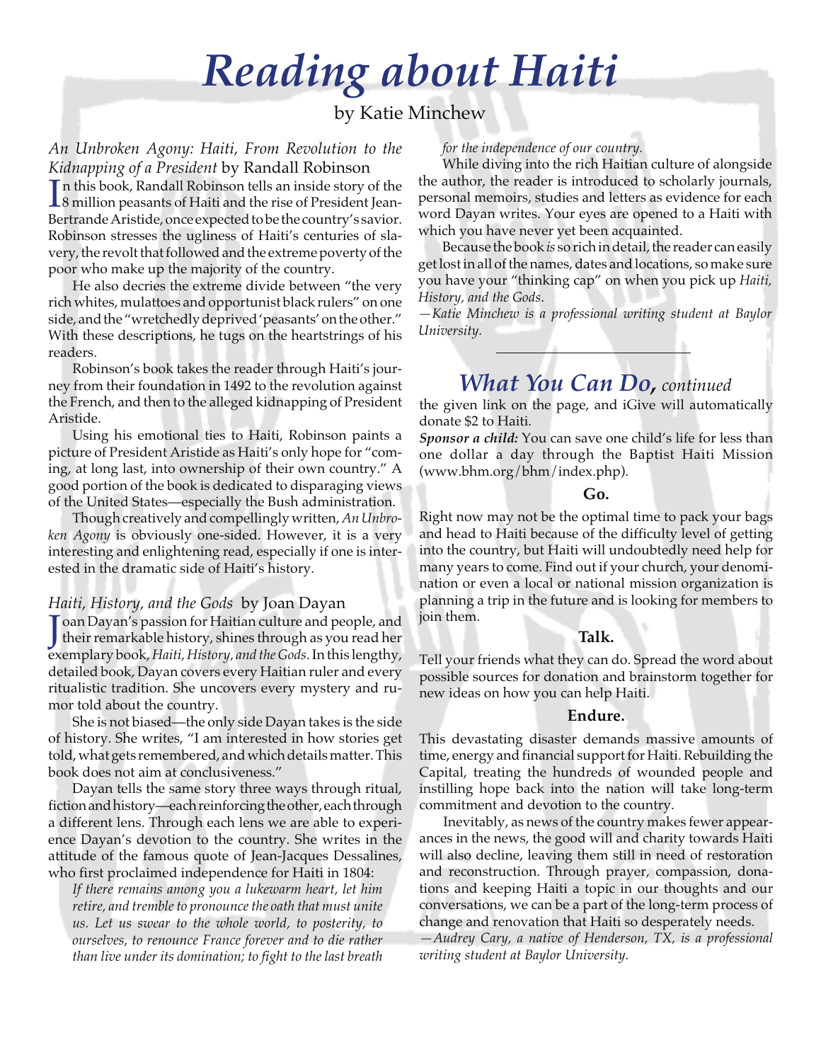# *Reading about Haiti*

by Katie Minchew

*An Unbroken Agony: Haiti, From Revolution to the Kidnapping of a President* by Randall Robinson

In this book, Randall Robinson tells an inside story of the 8 million peasants of Haiti and the rise of President Jean-Bertrande Aristide, once expected to be the country's savior. Robinson stresses the ugliness of Haiti's centuries of slavery, the revolt that followed and the extreme poverty of the poor who make up the majority of the country.

He also decries the extreme divide between "the very rich whites, mulattoes and opportunist black rulers" on one side, and the "wretchedly deprived 'peasants' on the other." With these descriptions, he tugs on the heartstrings of his readers.

Robinson's book takes the reader through Haiti's journey from their foundation in 1492 to the revolution against the French, and then to the alleged kidnapping of President Aristide.

Using his emotional ties to Haiti, Robinson paints a picture of President Aristide as Haiti's only hope for "coming, at long last, into ownership of their own country." A good portion of the book is dedicated to disparaging views of the United States—especially the Bush administration.

Though creatively and compellingly written, *An Unbroken Agony* is obviously one-sided. However, it is a very interesting and enlightening read, especially if one is interested in the dramatic side of Haiti's history.

*Haiti, History, and the Gods* by Joan Dayan

Joan Dayan's passion for Haitian culture and people, and their remarkable history, shines through as you read her exemplary book, *Haiti, History, and the Gods*. In this lengthy, detailed book, Dayan covers every Haitian ruler and every ritualistic tradition. She uncovers every mystery and rumor told about the country.

She is not biased—the only side Dayan takes is the side of history. She writes, "I am interested in how stories get told, what gets remembered, and which details matter. This book does not aim at conclusiveness."

Dayan tells the same story three ways through ritual, fiction and history—each reinforcing the other, each through a different lens. Through each lens we are able to experience Dayan's devotion to the country. She writes in the attitude of the famous quote of Jean-Jacques Dessalines, who first proclaimed independence for Haiti in 1804:

> *If there remains among you a lukewarm heart, let him retire, and tremble to pronounce the oath that must unite us. Let us swear to the whole world, to posterity, to ourselves, to renounce France forever and to die rather than live under its domination; to fight to the last breath for the independence of our country.*

While diving into the rich Haitian culture of alongside the author, the reader is introduced to scholarly journals, personal memoirs, studies and letters as evidence for each word Dayan writes. Your eyes are opened to a Haiti with which you have never yet been acquainted.

Because the book *is* so rich in detail, the reader can easily get lost in all of the names, dates and locations, so make sure you have your "thinking cap" on when you pick up *Haiti, History, and the Gods*.

*—Katie Minchew is a professional writing student at Baylor University.*

## ***What You Can Do,*** *continued*

the given link on the page, and iGive will automatically donate $2 to Haiti.

***Sponsor a child:*** You can save one child's life for less than one dollar a day through the Baptist Haiti Mission (www.bhm.org/bhm/index.php).

**Go.**

Right now may not be the optimal time to pack your bags and head to Haiti because of the difficulty level of getting into the country, but Haiti will undoubtedly need help for many years to come. Find out if your church, your denomination or even a local or national mission organization is planning a trip in the future and is looking for members to join them.

**Talk.**

Tell your friends what they can do. Spread the word about possible sources for donation and brainstorm together for new ideas on how you can help Haiti.

**Endure.**

This devastating disaster demands massive amounts of time, energy and financial support for Haiti. Rebuilding the Capital, treating the hundreds of wounded people and instilling hope back into the nation will take long-term commitment and devotion to the country.

Inevitably, as news of the country makes fewer appearances in the news, the good will and charity towards Haiti will also decline, leaving them still in need of restoration and reconstruction. Through prayer, compassion, donations and keeping Haiti a topic in our thoughts and our conversations, we can be a part of the long-term process of change and renovation that Haiti so desperately needs.

*—Audrey Cary, a native of Henderson, TX, is a professional writing student at Baylor University.*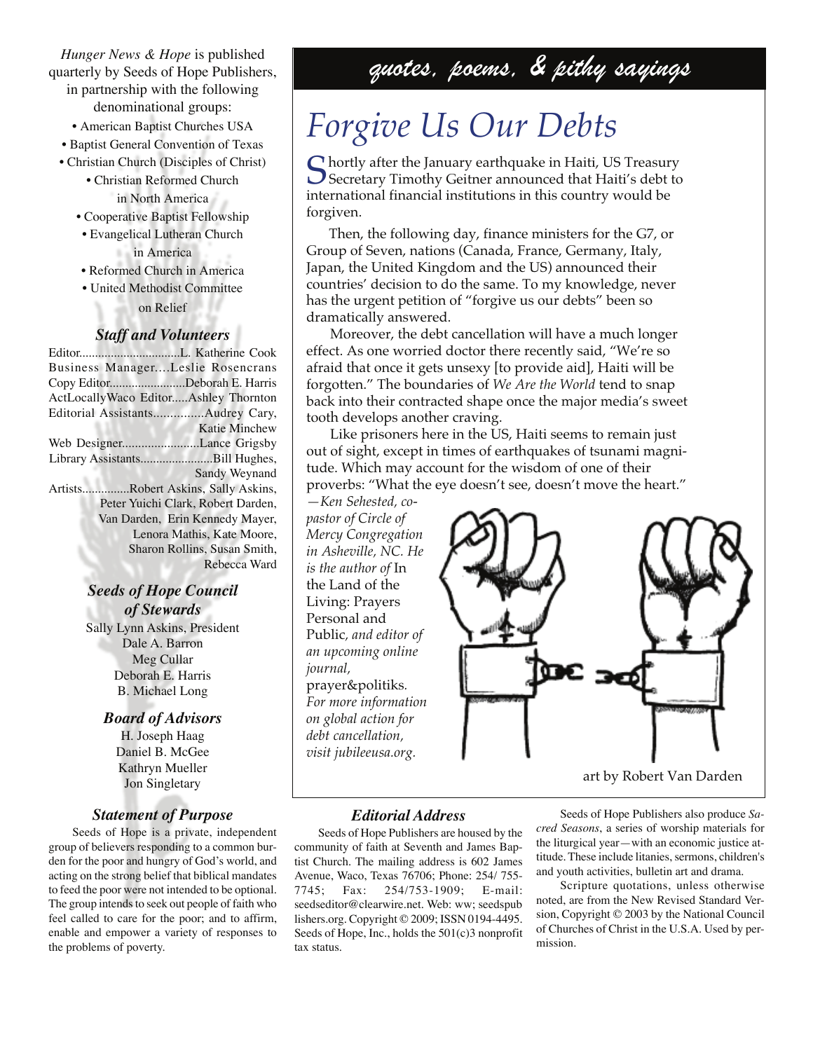*Hunger News & Hope* is published quarterly by Seeds of Hope Publishers, in partnership with the following denominational groups:

- American Baptist Churches USA
- Baptist General Convention of Texas
- Christian Church (Disciples of Christ)
- Christian Reformed Church in North America
- Cooperative Baptist Fellowship
- Evangelical Lutheran Church in America
- Reformed Church in America
- United Methodist Committee on Relief

### *Staff and Volunteers*

Editor................................L. Katherine Cook
Business Manager....Leslie Rosencrans
Copy Editor........................Deborah E. Harris
ActLocallyWaco Editor.....Ashley Thornton
Editorial Assistants...............Audrey Cary, Katie Minchew
Web Designer........................Lance Grigsby
Library Assistants.......................Bill Hughes, Sandy Weynand
Artists...............Robert Askins, Sally Askins, Peter Yuichi Clark, Robert Darden, Van Darden, Erin Kennedy Mayer, Lenora Mathis, Kate Moore, Sharon Rollins, Susan Smith, Rebecca Ward

### *Seeds of Hope Council of Stewards*

Sally Lynn Askins, President
Dale A. Barron
Meg Cullar
Deborah E. Harris
B. Michael Long

### *Board of Advisors*

H. Joseph Haag
Daniel B. McGee
Kathryn Mueller
Jon Singletary

### *Statement of Purpose*

Seeds of Hope is a private, independent group of believers responding to a common burden for the poor and hungry of God's world, and acting on the strong belief that biblical mandates to feed the poor were not intended to be optional. The group intends to seek out people of faith who feel called to care for the poor; and to affirm, enable and empower a variety of responses to the problems of poverty.

## *quotes, poems, & pithy sayings*

# *Forgive Us Our Debts*

Shortly after the January earthquake in Haiti, US Treasury Secretary Timothy Geitner announced that Haiti's debt to international financial institutions in this country would be forgiven.

Then, the following day, finance ministers for the G7, or Group of Seven, nations (Canada, France, Germany, Italy, Japan, the United Kingdom and the US) announced their countries' decision to do the same. To my knowledge, never has the urgent petition of "forgive us our debts" been so dramatically answered.

Moreover, the debt cancellation will have a much longer effect. As one worried doctor there recently said, "We're so afraid that once it gets unsexy [to provide aid], Haiti will be forgotten." The boundaries of *We Are the World* tend to snap back into their contracted shape once the major media's sweet tooth develops another craving.

Like prisoners here in the US, Haiti seems to remain just out of sight, except in times of earthquakes of tsunami magnitude. Which may account for the wisdom of one of their proverbs: "What the eye doesn't see, doesn't move the heart."

*—Ken Sehested, co-pastor of Circle of Mercy Congregation in Asheville, NC. He is the author of* In the Land of the Living: Prayers Personal and Public*, and editor of an upcoming online journal,* prayer&politiks*. For more information on global action for debt cancellation, visit jubileeusa.org.*

art by Robert Van Darden

### *Editorial Address*

Seeds of Hope Publishers are housed by the community of faith at Seventh and James Baptist Church. The mailing address is 602 James Avenue, Waco, Texas 76706; Phone: 254/ 755-7745; Fax: 254/753-1909; E-mail: seedseditor@clearwire.net. Web: ww; seedspublishers.org. Copyright © 2009; ISSN 0194-4495. Seeds of Hope, Inc., holds the 501(c)3 nonprofit tax status.

Seeds of Hope Publishers also produce *Sacred Seasons*, a series of worship materials for the liturgical year—with an economic justice attitude. These include litanies, sermons, children's and youth activities, bulletin art and drama.

Scripture quotations, unless otherwise noted, are from the New Revised Standard Version, Copyright © 2003 by the National Council of Churches of Christ in the U.S.A. Used by permission.